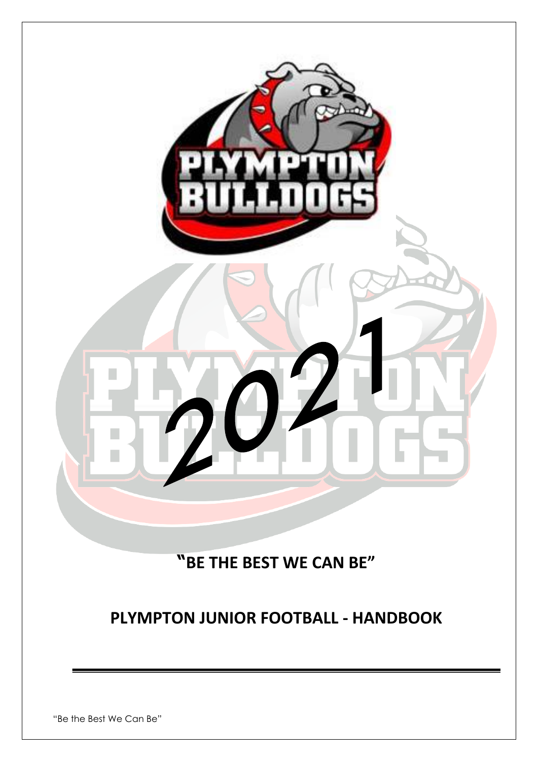2021

## "BE THE BEST WE CAN BE"

## PLYMPTON JUNIOR FOOTBALL - HANDBOOK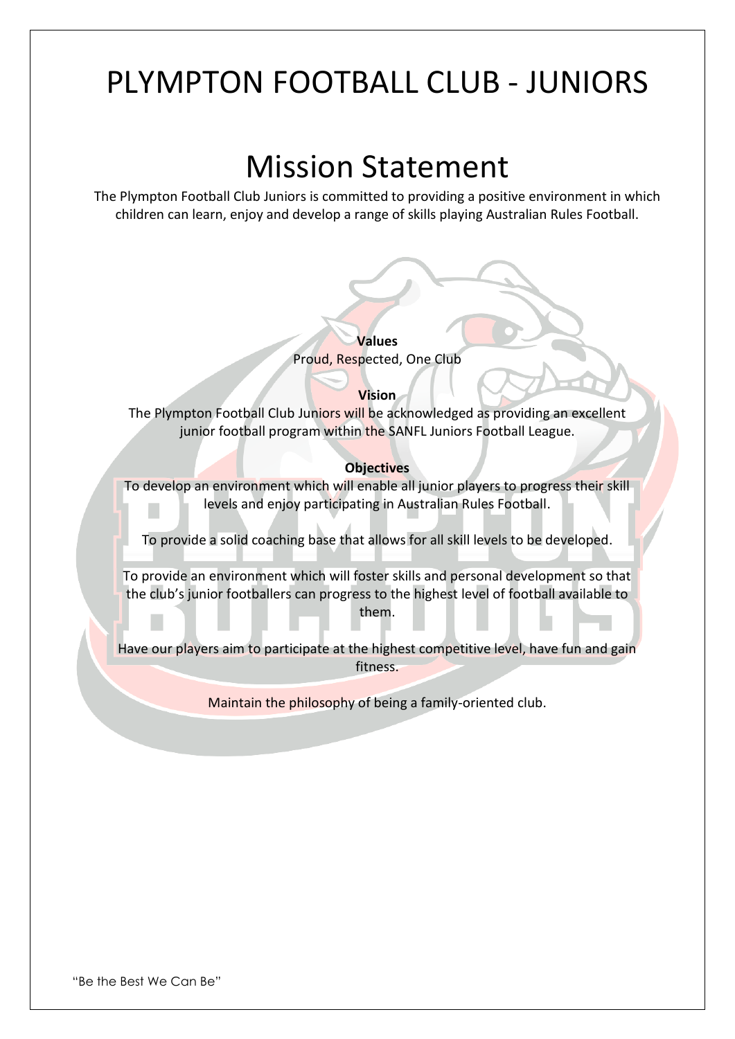# PLYMPTON FOOTBALL CLUB - JUNIORS

## Mission Statement

The Plympton Football Club Juniors is committed to providing a positive environment in which children can learn, enjoy and develop a range of skills playing Australian Rules Football.

**Values**

Proud, Respected, One Club

**Vision**

The Plympton Football Club Juniors will be acknowledged as providing an excellent junior football program within the SANFL Juniors Football League.

**Objectives**

To develop an environment which will enable all junior players to progress their skill levels and enjoy participating in Australian Rules Football.

To provide a solid coaching base that allows for all skill levels to be developed.

To provide an environment which will foster skills and personal development so that the club's junior footballers can progress to the highest level of football available to them.

Have our players aim to participate at the highest competitive level, have fun and gain fitness.

Maintain the philosophy of being a family-oriented club.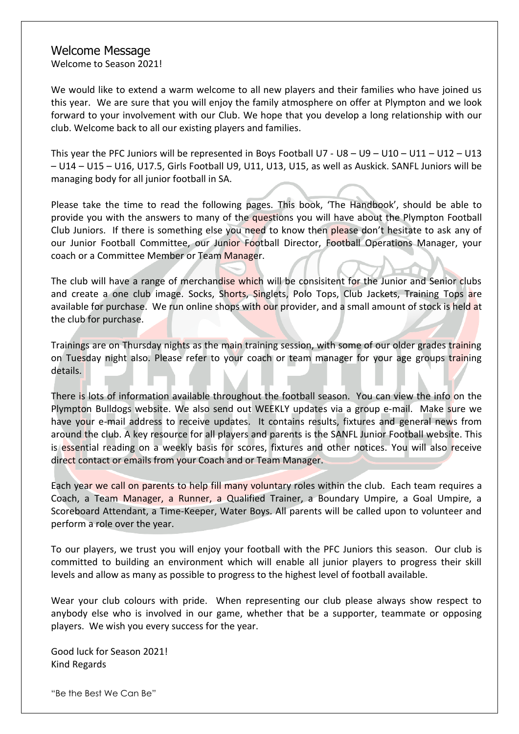## Welcome Message

Welcome to Season 2021!

We would like to extend a warm welcome to all new players and their families who have joined us this year. We are sure that you will enjoy the family atmosphere on offer at Plympton and we look forward to your involvement with our Club. We hope that you develop a long relationship with our club. Welcome back to all our existing players and families.

This year the PFC Juniors will be represented in Boys Football U7 - U8 – U9 – U10 – U11 – U12 – U13 – U14 – U15 – U16, U17.5, Girls Football U9, U11, U13, U15, as well as Auskick. SANFL Juniors will be managing body for all junior football in SA.

Please take the time to read the following pages. This book, 'The Handbook', should be able to provide you with the answers to many of the questions you will have about the Plympton Football Club Juniors. If there is something else you need to know then please don't hesitate to ask any of our Junior Football Committee, our Junior Football Director, Football Operations Manager, your coach or a Committee Member or Team Manager.

The club will have a range of merchandise which will be consisitent for the Junior and Senior clubs and create a one club image. Socks, Shorts, Singlets, Polo Tops, Club Jackets, Training Tops are available for purchase. We run online shops with our provider, and a small amount of stock is held at the club for purchase.

Trainings are on Thursday nights as the main training session, with some of our older grades training on Tuesday night also. Please refer to your coach or team manager for your age groups training details.

There is lots of information available throughout the football season. You can view the info on the Plympton Bulldogs website. We also send out WEEKLY updates via a group e-mail. Make sure we have your e-mail address to receive updates. It contains results, fixtures and general news from around the club. A key resource for all players and parents is the SANFL Junior Football website. This is essential reading on a weekly basis for scores, fixtures and other notices. You will also receive direct contact or emails from your Coach and or Team Manager.

Each year we call on parents to help fill many voluntary roles within the club. Each team requires a Coach, a Team Manager, a Runner, a Qualified Trainer, a Boundary Umpire, a Goal Umpire, a Scoreboard Attendant, a Time-Keeper, Water Boys. All parents will be called upon to volunteer and perform a role over the year.

To our players, we trust you will enjoy your football with the PFC Juniors this season. Our club is committed to building an environment which will enable all junior players to progress their skill levels and allow as many as possible to progress to the highest level of football available.

Wear your club colours with pride. When representing our club please always show respect to anybody else who is involved in our game, whether that be a supporter, teammate or opposing players. We wish you every success for the year.

Good luck for Season 2021!
Kind Regards

"Be the Best We Can Be"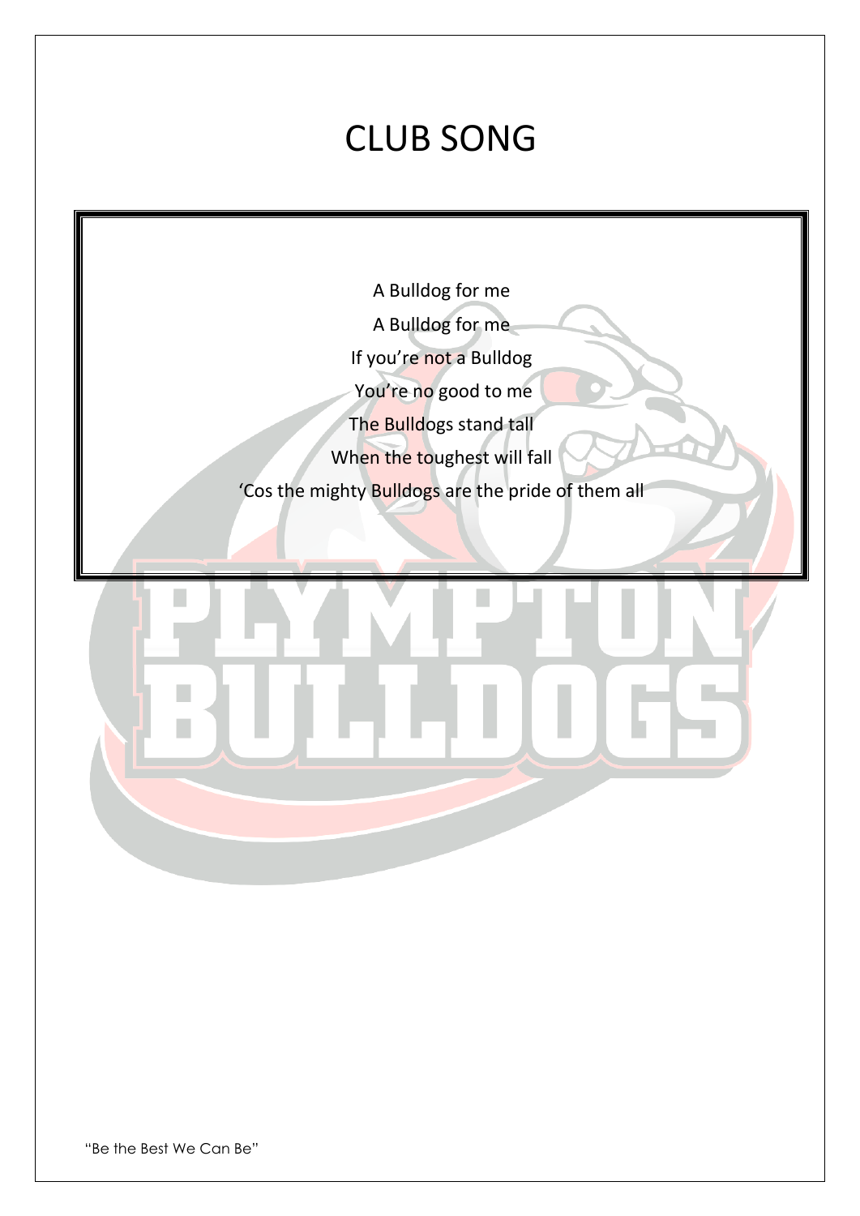# CLUB SONG

A Bulldog for me

A Bulldog for me

If you're not a Bulldog

You're no good to me

The Bulldogs stand tall

When the toughest will fall

'Cos the mighty Bulldogs are the pride of them all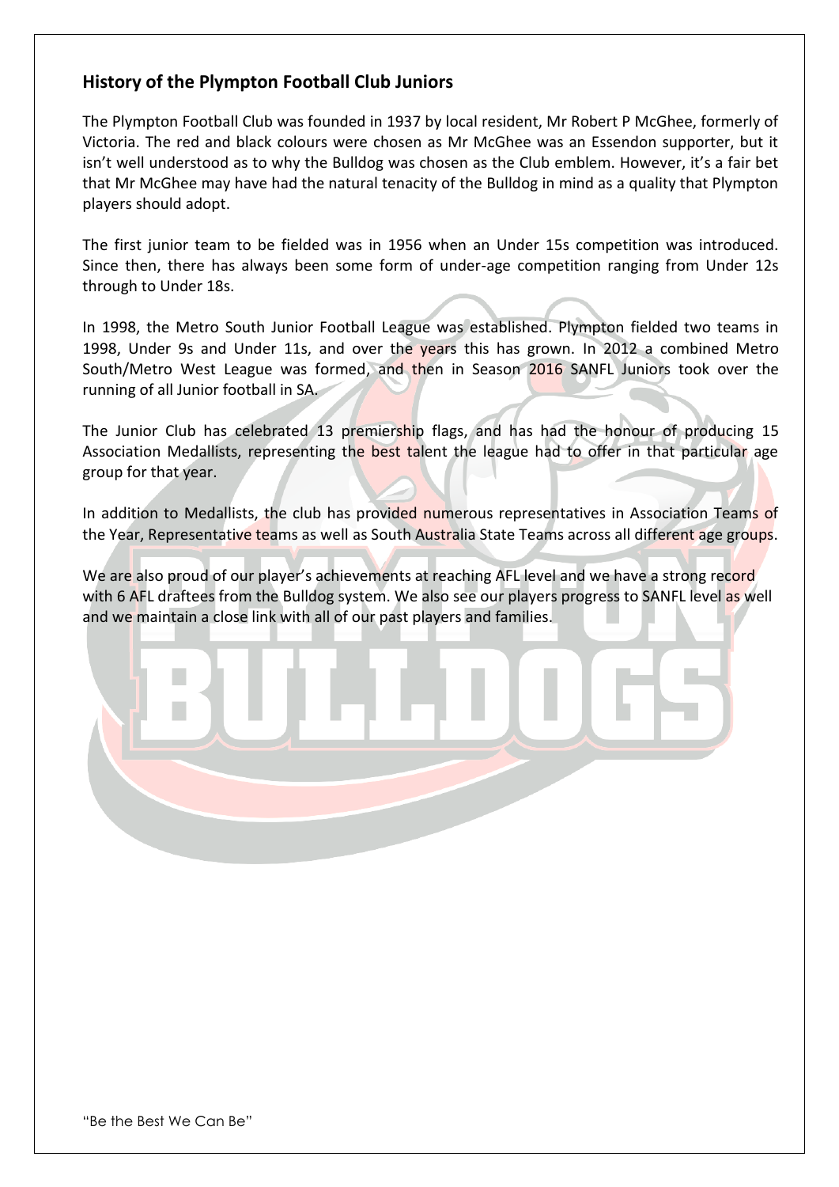## History of the Plympton Football Club Juniors

The Plympton Football Club was founded in 1937 by local resident, Mr Robert P McGhee, formerly of Victoria. The red and black colours were chosen as Mr McGhee was an Essendon supporter, but it isn't well understood as to why the Bulldog was chosen as the Club emblem. However, it's a fair bet that Mr McGhee may have had the natural tenacity of the Bulldog in mind as a quality that Plympton players should adopt.

The first junior team to be fielded was in 1956 when an Under 15s competition was introduced. Since then, there has always been some form of under-age competition ranging from Under 12s through to Under 18s.

In 1998, the Metro South Junior Football League was established. Plympton fielded two teams in 1998, Under 9s and Under 11s, and over the years this has grown. In 2012 a combined Metro South/Metro West League was formed, and then in Season 2016 SANFL Juniors took over the running of all Junior football in SA.

The Junior Club has celebrated 13 premiership flags, and has had the honour of producing 15 Association Medallists, representing the best talent the league had to offer in that particular age group for that year.

In addition to Medallists, the club has provided numerous representatives in Association Teams of the Year, Representative teams as well as South Australia State Teams across all different age groups.

We are also proud of our player's achievements at reaching AFL level and we have a strong record with 6 AFL draftees from the Bulldog system. We also see our players progress to SANFL level as well and we maintain a close link with all of our past players and families.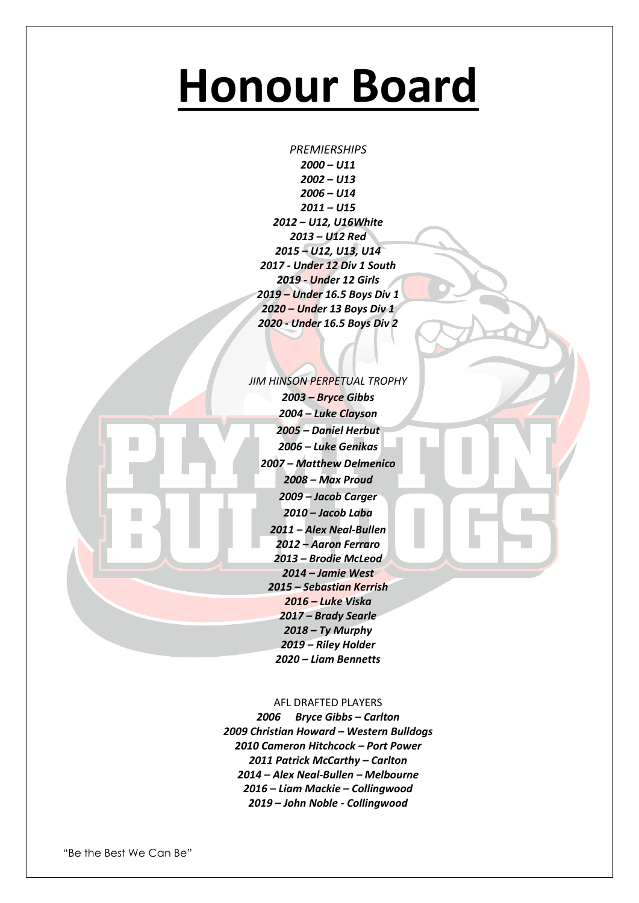# Honour Board

*PREMIERSHIPS*

***2000 – U11***
***2002 – U13***
***2006 – U14***
***2011 – U15***
***2012 – U12, U16White***
***2013 – U12 Red***
***2015 – U12, U13, U14***
***2017 - Under 12 Div 1 South***
***2019 - Under 12 Girls***
***2019 – Under 16.5 Boys Div 1***
***2020 – Under 13 Boys Div 1***
***2020 - Under 16.5 Boys Div 2***

*JIM HINSON PERPETUAL TROPHY*

***2003 – Bryce Gibbs***
***2004 – Luke Clayson***
***2005 – Daniel Herbut***
***2006 – Luke Genikas***
***2007 – Matthew Delmenico***
***2008 – Max Proud***
***2009 – Jacob Carger***
***2010 – Jacob Laba***
***2011 – Alex Neal-Bullen***
***2012 – Aaron Ferraro***
***2013 – Brodie McLeod***
***2014 – Jamie West***
***2015 – Sebastian Kerrish***
***2016 – Luke Viska***
***2017 – Brady Searle***
***2018 – Ty Murphy***
***2019 – Riley Holder***
***2020 – Liam Bennetts***

AFL DRAFTED PLAYERS

***2006 Bryce Gibbs – Carlton***
***2009 Christian Howard – Western Bulldogs***
***2010 Cameron Hitchcock – Port Power***
***2011 Patrick McCarthy – Carlton***
***2014 – Alex Neal-Bullen – Melbourne***
***2016 – Liam Mackie – Collingwood***
***2019 – John Noble - Collingwood***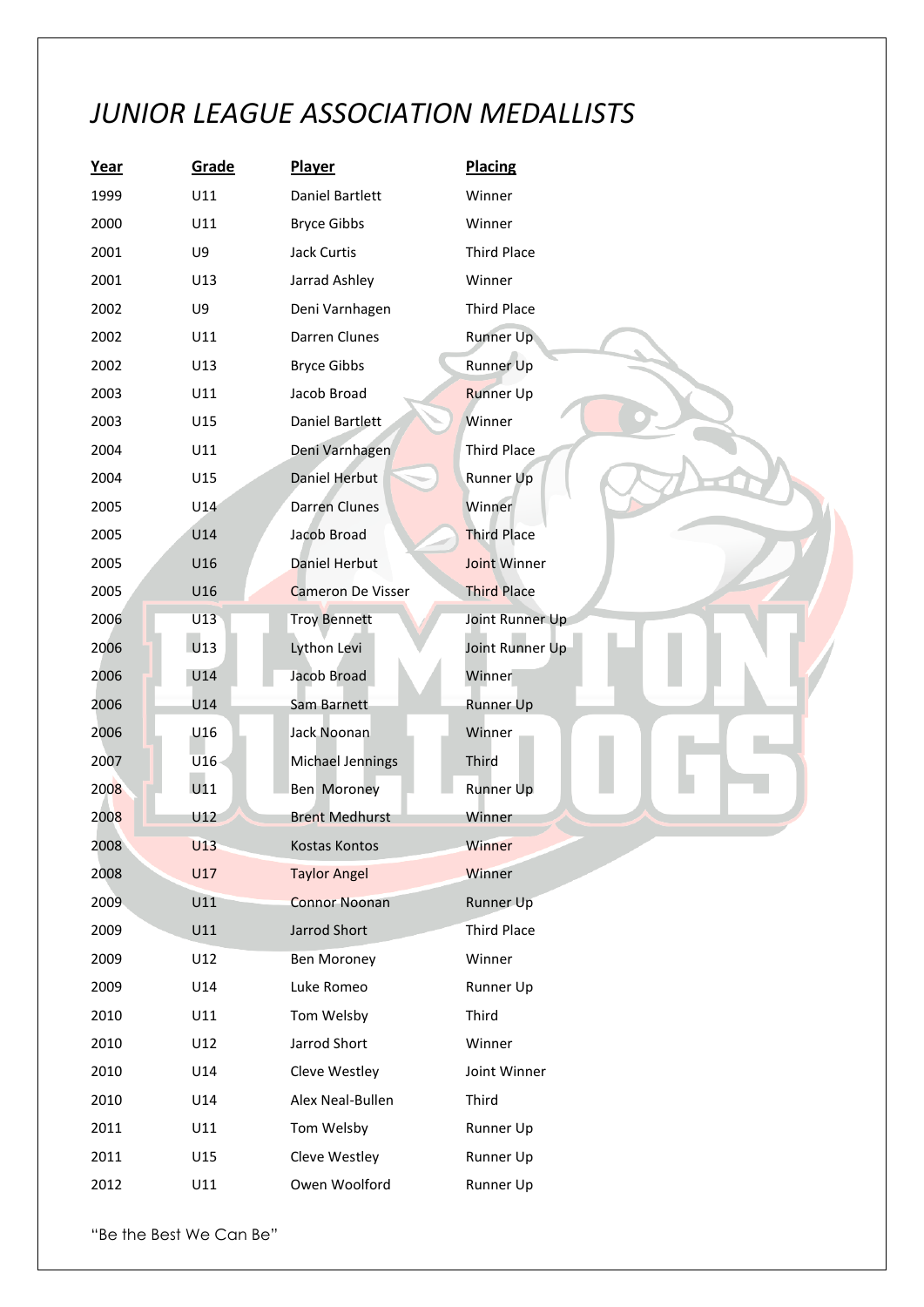# *JUNIOR LEAGUE ASSOCIATION MEDALLISTS*

| Year | Grade | Player | Placing |
|---|---|---|---|
| 1999 | U11 | Daniel Bartlett | Winner |
| 2000 | U11 | Bryce Gibbs | Winner |
| 2001 | U9 | Jack Curtis | Third Place |
| 2001 | U13 | Jarrad Ashley | Winner |
| 2002 | U9 | Deni Varnhagen | Third Place |
| 2002 | U11 | Darren Clunes | Runner Up |
| 2002 | U13 | Bryce Gibbs | Runner Up |
| 2003 | U11 | Jacob Broad | Runner Up |
| 2003 | U15 | Daniel Bartlett | Winner |
| 2004 | U11 | Deni Varnhagen | Third Place |
| 2004 | U15 | Daniel Herbut | Runner Up |
| 2005 | U14 | Darren Clunes | Winner |
| 2005 | U14 | Jacob Broad | Third Place |
| 2005 | U16 | Daniel Herbut | Joint Winner |
| 2005 | U16 | Cameron De Visser | Third Place |
| 2006 | U13 | Troy Bennett | Joint Runner Up |
| 2006 | U13 | Lython Levi | Joint Runner Up |
| 2006 | U14 | Jacob Broad | Winner |
| 2006 | U14 | Sam Barnett | Runner Up |
| 2006 | U16 | Jack Noonan | Winner |
| 2007 | U16 | Michael Jennings | Third |
| 2008 | U11 | Ben Moroney | Runner Up |
| 2008 | U12 | Brent Medhurst | Winner |
| 2008 | U13 | Kostas Kontos | Winner |
| 2008 | U17 | Taylor Angel | Winner |
| 2009 | U11 | Connor Noonan | Runner Up |
| 2009 | U11 | Jarrod Short | Third Place |
| 2009 | U12 | Ben Moroney | Winner |
| 2009 | U14 | Luke Romeo | Runner Up |
| 2010 | U11 | Tom Welsby | Third |
| 2010 | U12 | Jarrod Short | Winner |
| 2010 | U14 | Cleve Westley | Joint Winner |
| 2010 | U14 | Alex Neal-Bullen | Third |
| 2011 | U11 | Tom Welsby | Runner Up |
| 2011 | U15 | Cleve Westley | Runner Up |
| 2012 | U11 | Owen Woolford | Runner Up |

"Be the Best We Can Be"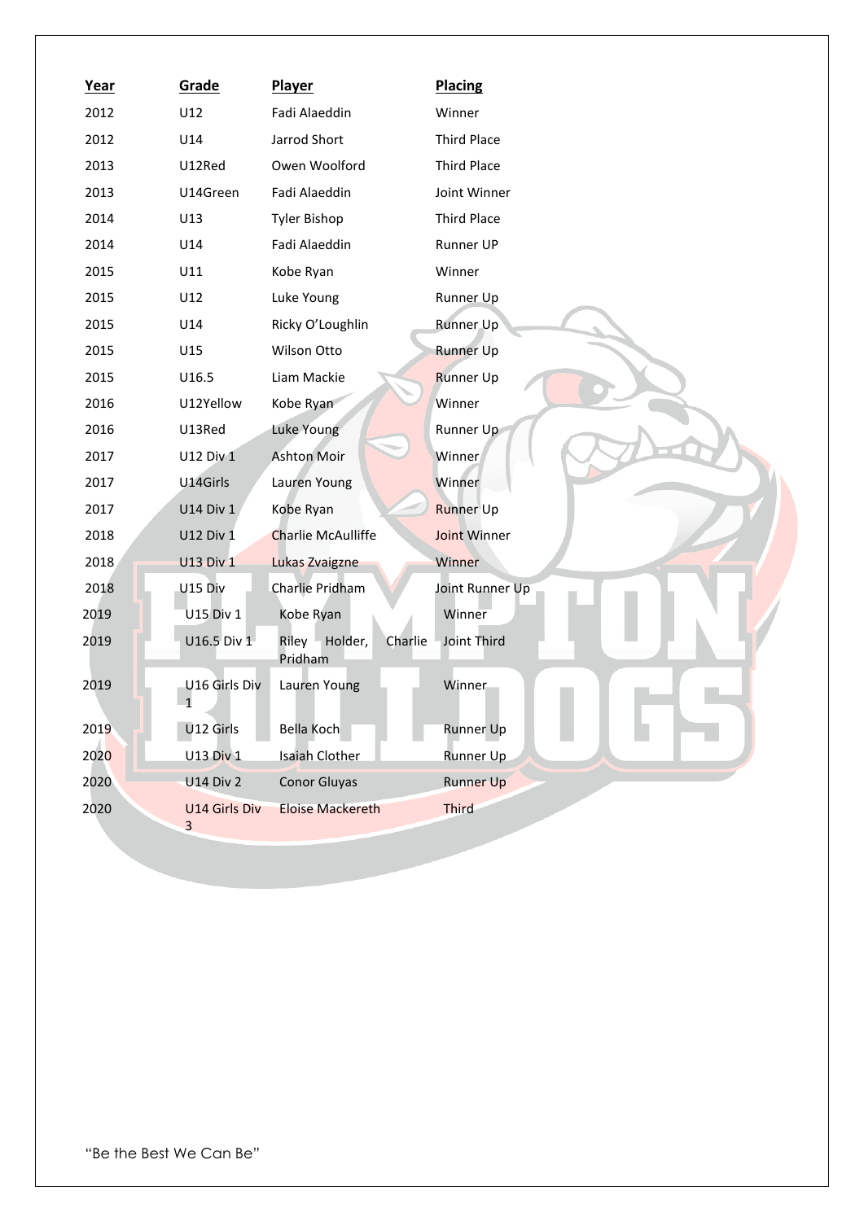| Year | Grade | Player | Placing |
|---|---|---|---|
| 2012 | U12 | Fadi Alaeddin | Winner |
| 2012 | U14 | Jarrod Short | Third Place |
| 2013 | U12Red | Owen Woolford | Third Place |
| 2013 | U14Green | Fadi Alaeddin | Joint Winner |
| 2014 | U13 | Tyler Bishop | Third Place |
| 2014 | U14 | Fadi Alaeddin | Runner UP |
| 2015 | U11 | Kobe Ryan | Winner |
| 2015 | U12 | Luke Young | Runner Up |
| 2015 | U14 | Ricky O'Loughlin | Runner Up |
| 2015 | U15 | Wilson Otto | Runner Up |
| 2015 | U16.5 | Liam Mackie | Runner Up |
| 2016 | U12Yellow | Kobe Ryan | Winner |
| 2016 | U13Red | Luke Young | Runner Up |
| 2017 | U12 Div 1 | Ashton Moir | Winner |
| 2017 | U14Girls | Lauren Young | Winner |
| 2017 | U14 Div 1 | Kobe Ryan | Runner Up |
| 2018 | U12 Div 1 | Charlie McAulliffe | Joint Winner |
| 2018 | U13 Div 1 | Lukas Zvaigzne | Winner |
| 2018 | U15 Div | Charlie Pridham | Joint Runner Up |
| 2019 | U15 Div 1 | Kobe Ryan | Winner |
| 2019 | U16.5 Div 1 | Riley Holder, Charlie Pridham | Joint Third |
| 2019 | U16 Girls Div 1 | Lauren Young | Winner |
| 2019 | U12 Girls | Bella Koch | Runner Up |
| 2020 | U13 Div 1 | Isaiah Clother | Runner Up |
| 2020 | U14 Div 2 | Conor Gluyas | Runner Up |
| 2020 | U14 Girls Div 3 | Eloise Mackereth | Third |

"Be the Best We Can Be"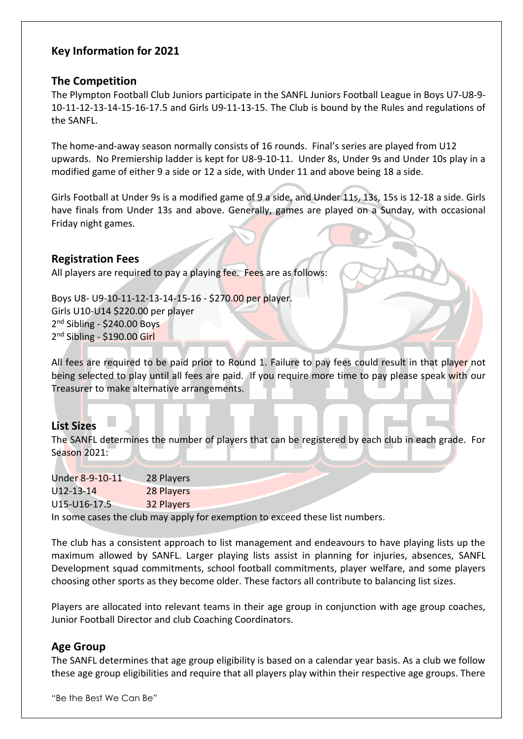## Key Information for 2021

### The Competition

The Plympton Football Club Juniors participate in the SANFL Juniors Football League in Boys U7-U8-9-10-11-12-13-14-15-16-17.5 and Girls U9-11-13-15. The Club is bound by the Rules and regulations of the SANFL.

The home-and-away season normally consists of 16 rounds. Final's series are played from U12 upwards. No Premiership ladder is kept for U8-9-10-11. Under 8s, Under 9s and Under 10s play in a modified game of either 9 a side or 12 a side, with Under 11 and above being 18 a side.

Girls Football at Under 9s is a modified game of 9 a side, and Under 11s, 13s, 15s is 12-18 a side. Girls have finals from Under 13s and above. Generally, games are played on a Sunday, with occasional Friday night games.

### Registration Fees

All players are required to pay a playing fee. Fees are as follows:

Boys U8- U9-10-11-12-13-14-15-16 - $270.00 per player.
Girls U10-U14 $220.00 per player
2nd Sibling - $240.00 Boys
2nd Sibling - $190.00 Girl

All fees are required to be paid prior to Round 1. Failure to pay fees could result in that player not being selected to play until all fees are paid. If you require more time to pay please speak with our Treasurer to make alternative arrangements.

### List Sizes

The SANFL determines the number of players that can be registered by each club in each grade. For Season 2021:

| | |
|---|---|
| Under 8-9-10-11 | 28 Players |
| U12-13-14 | 28 Players |
| U15-U16-17.5 | 32 Players |

In some cases the club may apply for exemption to exceed these list numbers.

The club has a consistent approach to list management and endeavours to have playing lists up the maximum allowed by SANFL. Larger playing lists assist in planning for injuries, absences, SANFL Development squad commitments, school football commitments, player welfare, and some players choosing other sports as they become older. These factors all contribute to balancing list sizes.

Players are allocated into relevant teams in their age group in conjunction with age group coaches, Junior Football Director and club Coaching Coordinators.

### Age Group

The SANFL determines that age group eligibility is based on a calendar year basis. As a club we follow these age group eligibilities and require that all players play within their respective age groups. There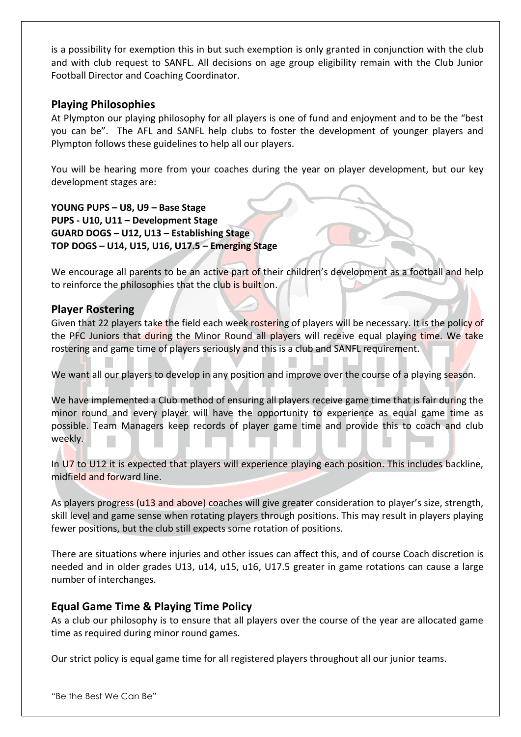is a possibility for exemption this in but such exemption is only granted in conjunction with the club and with club request to SANFL. All decisions on age group eligibility remain with the Club Junior Football Director and Coaching Coordinator.

## Playing Philosophies

At Plympton our playing philosophy for all players is one of fund and enjoyment and to be the "best you can be". The AFL and SANFL help clubs to foster the development of younger players and Plympton follows these guidelines to help all our players.

You will be hearing more from your coaches during the year on player development, but our key development stages are:

**YOUNG PUPS – U8, U9 – Base Stage**
**PUPS - U10, U11 – Development Stage**
**GUARD DOGS – U12, U13 – Establishing Stage**
**TOP DOGS – U14, U15, U16, U17.5 – Emerging Stage**

We encourage all parents to be an active part of their children's development as a football and help to reinforce the philosophies that the club is built on.

## Player Rostering

Given that 22 players take the field each week rostering of players will be necessary. It is the policy of the PFC Juniors that during the Minor Round all players will receive equal playing time. We take rostering and game time of players seriously and this is a club and SANFL requirement.

We want all our players to develop in any position and improve over the course of a playing season.

We have implemented a Club method of ensuring all players receive game time that is fair during the minor round and every player will have the opportunity to experience as equal game time as possible. Team Managers keep records of player game time and provide this to coach and club weekly.

In U7 to U12 it is expected that players will experience playing each position. This includes backline, midfield and forward line.

As players progress (u13 and above) coaches will give greater consideration to player's size, strength, skill level and game sense when rotating players through positions. This may result in players playing fewer positions, but the club still expects some rotation of positions.

There are situations where injuries and other issues can affect this, and of course Coach discretion is needed and in older grades U13, u14, u15, u16, U17.5 greater in game rotations can cause a large number of interchanges.

## Equal Game Time & Playing Time Policy

As a club our philosophy is to ensure that all players over the course of the year are allocated game time as required during minor round games.

Our strict policy is equal game time for all registered players throughout all our junior teams.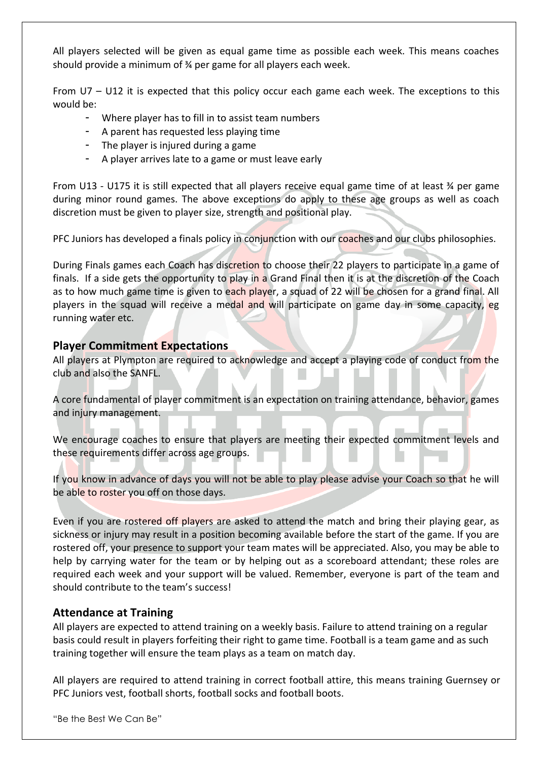All players selected will be given as equal game time as possible each week. This means coaches should provide a minimum of ¾ per game for all players each week.

From U7 – U12 it is expected that this policy occur each game each week. The exceptions to this would be:

- Where player has to fill in to assist team numbers
- A parent has requested less playing time
- The player is injured during a game
- A player arrives late to a game or must leave early

From U13 - U175 it is still expected that all players receive equal game time of at least ¾ per game during minor round games. The above exceptions do apply to these age groups as well as coach discretion must be given to player size, strength and positional play.

PFC Juniors has developed a finals policy in conjunction with our coaches and our clubs philosophies.

During Finals games each Coach has discretion to choose their 22 players to participate in a game of finals. If a side gets the opportunity to play in a Grand Final then it is at the discretion of the Coach as to how much game time is given to each player, a squad of 22 will be chosen for a grand final. All players in the squad will receive a medal and will participate on game day in some capacity, eg running water etc.

## Player Commitment Expectations

All players at Plympton are required to acknowledge and accept a playing code of conduct from the club and also the SANFL.

A core fundamental of player commitment is an expectation on training attendance, behavior, games and injury management.

We encourage coaches to ensure that players are meeting their expected commitment levels and these requirements differ across age groups.

If you know in advance of days you will not be able to play please advise your Coach so that he will be able to roster you off on those days.

Even if you are rostered off players are asked to attend the match and bring their playing gear, as sickness or injury may result in a position becoming available before the start of the game. If you are rostered off, your presence to support your team mates will be appreciated. Also, you may be able to help by carrying water for the team or by helping out as a scoreboard attendant; these roles are required each week and your support will be valued. Remember, everyone is part of the team and should contribute to the team's success!

## Attendance at Training

All players are expected to attend training on a weekly basis. Failure to attend training on a regular basis could result in players forfeiting their right to game time. Football is a team game and as such training together will ensure the team plays as a team on match day.

All players are required to attend training in correct football attire, this means training Guernsey or PFC Juniors vest, football shorts, football socks and football boots.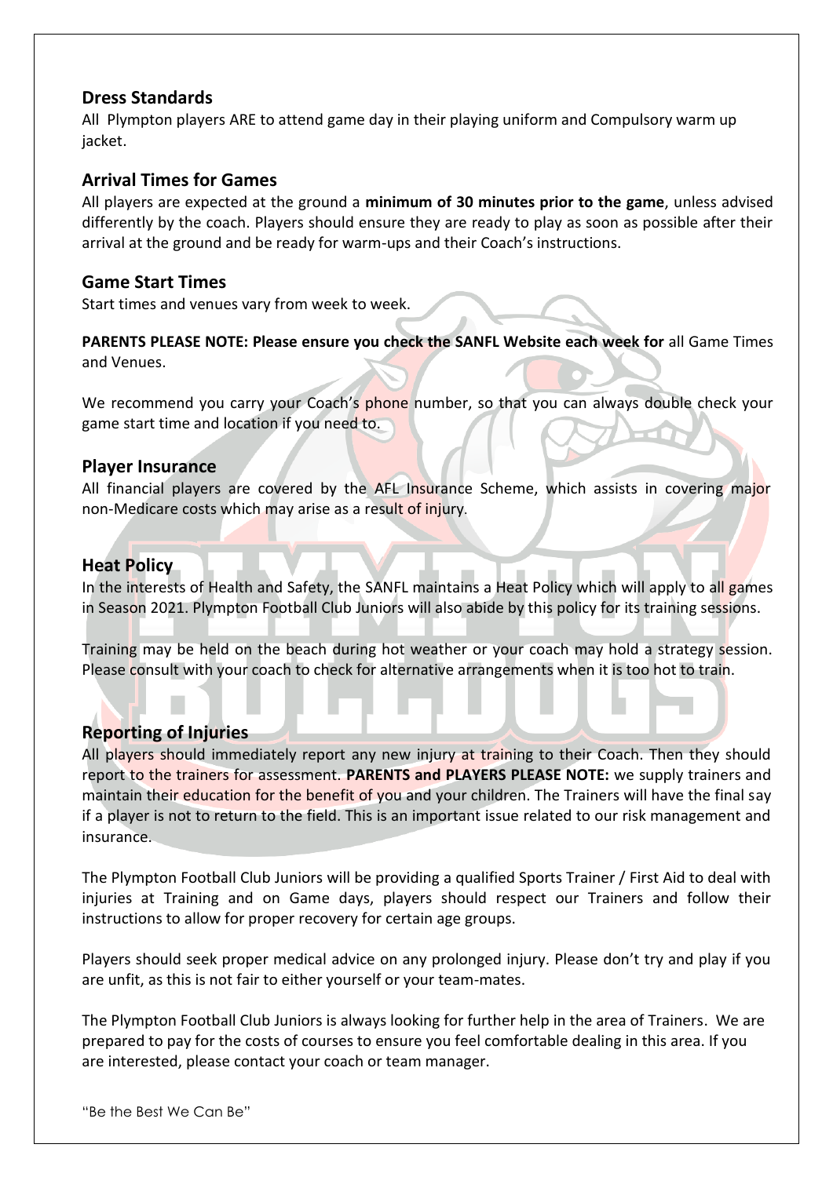## Dress Standards

All Plympton players ARE to attend game day in their playing uniform and Compulsory warm up jacket.

## Arrival Times for Games

All players are expected at the ground a **minimum of 30 minutes prior to the game**, unless advised differently by the coach. Players should ensure they are ready to play as soon as possible after their arrival at the ground and be ready for warm-ups and their Coach's instructions.

## Game Start Times

Start times and venues vary from week to week.

**PARENTS PLEASE NOTE: Please ensure you check the SANFL Website each week for** all Game Times and Venues.

We recommend you carry your Coach's phone number, so that you can always double check your game start time and location if you need to.

## Player Insurance

All financial players are covered by the AFL Insurance Scheme, which assists in covering major non-Medicare costs which may arise as a result of injury.

## Heat Policy

In the interests of Health and Safety, the SANFL maintains a Heat Policy which will apply to all games in Season 2021. Plympton Football Club Juniors will also abide by this policy for its training sessions.

Training may be held on the beach during hot weather or your coach may hold a strategy session. Please consult with your coach to check for alternative arrangements when it is too hot to train.

## Reporting of Injuries

All players should immediately report any new injury at training to their Coach. Then they should report to the trainers for assessment. **PARENTS and PLAYERS PLEASE NOTE:** we supply trainers and maintain their education for the benefit of you and your children. The Trainers will have the final say if a player is not to return to the field. This is an important issue related to our risk management and insurance.

The Plympton Football Club Juniors will be providing a qualified Sports Trainer / First Aid to deal with injuries at Training and on Game days, players should respect our Trainers and follow their instructions to allow for proper recovery for certain age groups.

Players should seek proper medical advice on any prolonged injury. Please don't try and play if you are unfit, as this is not fair to either yourself or your team-mates.

The Plympton Football Club Juniors is always looking for further help in the area of Trainers. We are prepared to pay for the costs of courses to ensure you feel comfortable dealing in this area. If you are interested, please contact your coach or team manager.

"Be the Best We Can Be"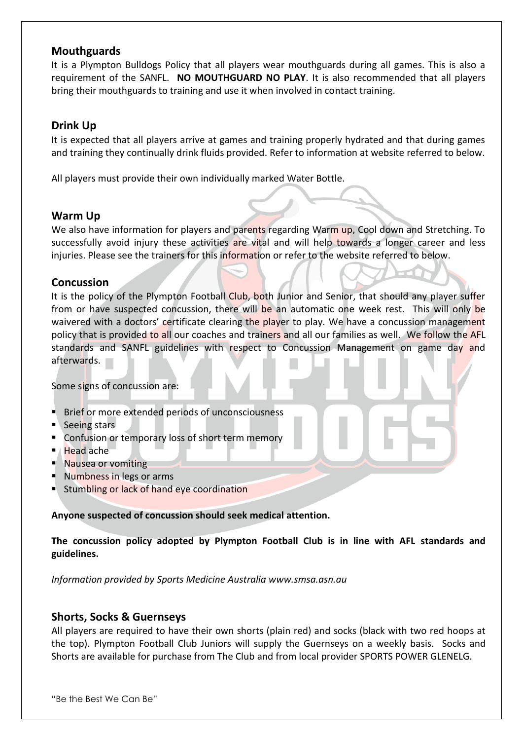## Mouthguards

It is a Plympton Bulldogs Policy that all players wear mouthguards during all games. This is also a requirement of the SANFL. **NO MOUTHGUARD NO PLAY**. It is also recommended that all players bring their mouthguards to training and use it when involved in contact training.

## Drink Up

It is expected that all players arrive at games and training properly hydrated and that during games and training they continually drink fluids provided. Refer to information at website referred to below.

All players must provide their own individually marked Water Bottle.

## Warm Up

We also have information for players and parents regarding Warm up, Cool down and Stretching. To successfully avoid injury these activities are vital and will help towards a longer career and less injuries. Please see the trainers for this information or refer to the website referred to below.

## Concussion

It is the policy of the Plympton Football Club, both Junior and Senior, that should any player suffer from or have suspected concussion, there will be an automatic one week rest. This will only be waivered with a doctors' certificate clearing the player to play. We have a concussion management policy that is provided to all our coaches and trainers and all our families as well. We follow the AFL standards and SANFL guidelines with respect to Concussion Management on game day and afterwards.

Some signs of concussion are:

- Brief or more extended periods of unconsciousness
- Seeing stars
- Confusion or temporary loss of short term memory
- Head ache
- Nausea or vomiting
- Numbness in legs or arms
- Stumbling or lack of hand eye coordination

**Anyone suspected of concussion should seek medical attention.**

**The concussion policy adopted by Plympton Football Club is in line with AFL standards and guidelines.**

*Information provided by Sports Medicine Australia www.smsa.asn.au*

## Shorts, Socks & Guernseys

All players are required to have their own shorts (plain red) and socks (black with two red hoops at the top). Plympton Football Club Juniors will supply the Guernseys on a weekly basis. Socks and Shorts are available for purchase from The Club and from local provider SPORTS POWER GLENELG.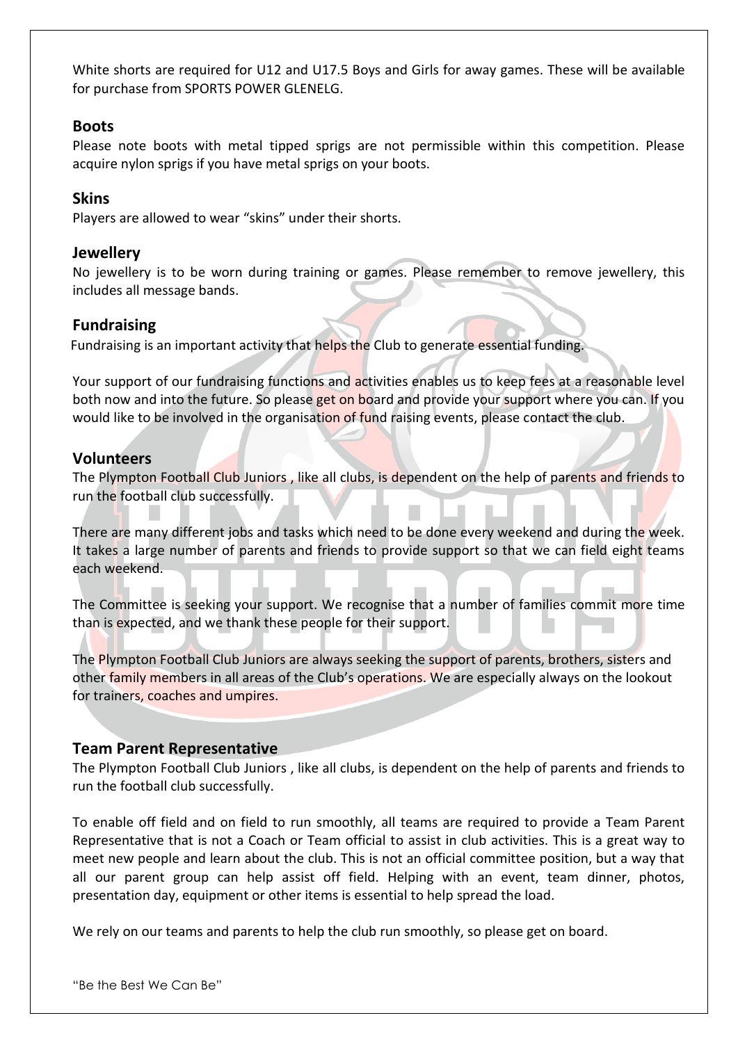White shorts are required for U12 and U17.5 Boys and Girls for away games. These will be available for purchase from SPORTS POWER GLENELG.

## Boots

Please note boots with metal tipped sprigs are not permissible within this competition. Please acquire nylon sprigs if you have metal sprigs on your boots.

## Skins

Players are allowed to wear "skins" under their shorts.

## Jewellery

No jewellery is to be worn during training or games. Please remember to remove jewellery, this includes all message bands.

## Fundraising

Fundraising is an important activity that helps the Club to generate essential funding.

Your support of our fundraising functions and activities enables us to keep fees at a reasonable level both now and into the future. So please get on board and provide your support where you can. If you would like to be involved in the organisation of fund raising events, please contact the club.

## Volunteers

The Plympton Football Club Juniors , like all clubs, is dependent on the help of parents and friends to run the football club successfully.

There are many different jobs and tasks which need to be done every weekend and during the week. It takes a large number of parents and friends to provide support so that we can field eight teams each weekend.

The Committee is seeking your support. We recognise that a number of families commit more time than is expected, and we thank these people for their support.

The Plympton Football Club Juniors are always seeking the support of parents, brothers, sisters and other family members in all areas of the Club's operations. We are especially always on the lookout for trainers, coaches and umpires.

## Team Parent Representative

The Plympton Football Club Juniors , like all clubs, is dependent on the help of parents and friends to run the football club successfully.

To enable off field and on field to run smoothly, all teams are required to provide a Team Parent Representative that is not a Coach or Team official to assist in club activities. This is a great way to meet new people and learn about the club. This is not an official committee position, but a way that all our parent group can help assist off field. Helping with an event, team dinner, photos, presentation day, equipment or other items is essential to help spread the load.

We rely on our teams and parents to help the club run smoothly, so please get on board.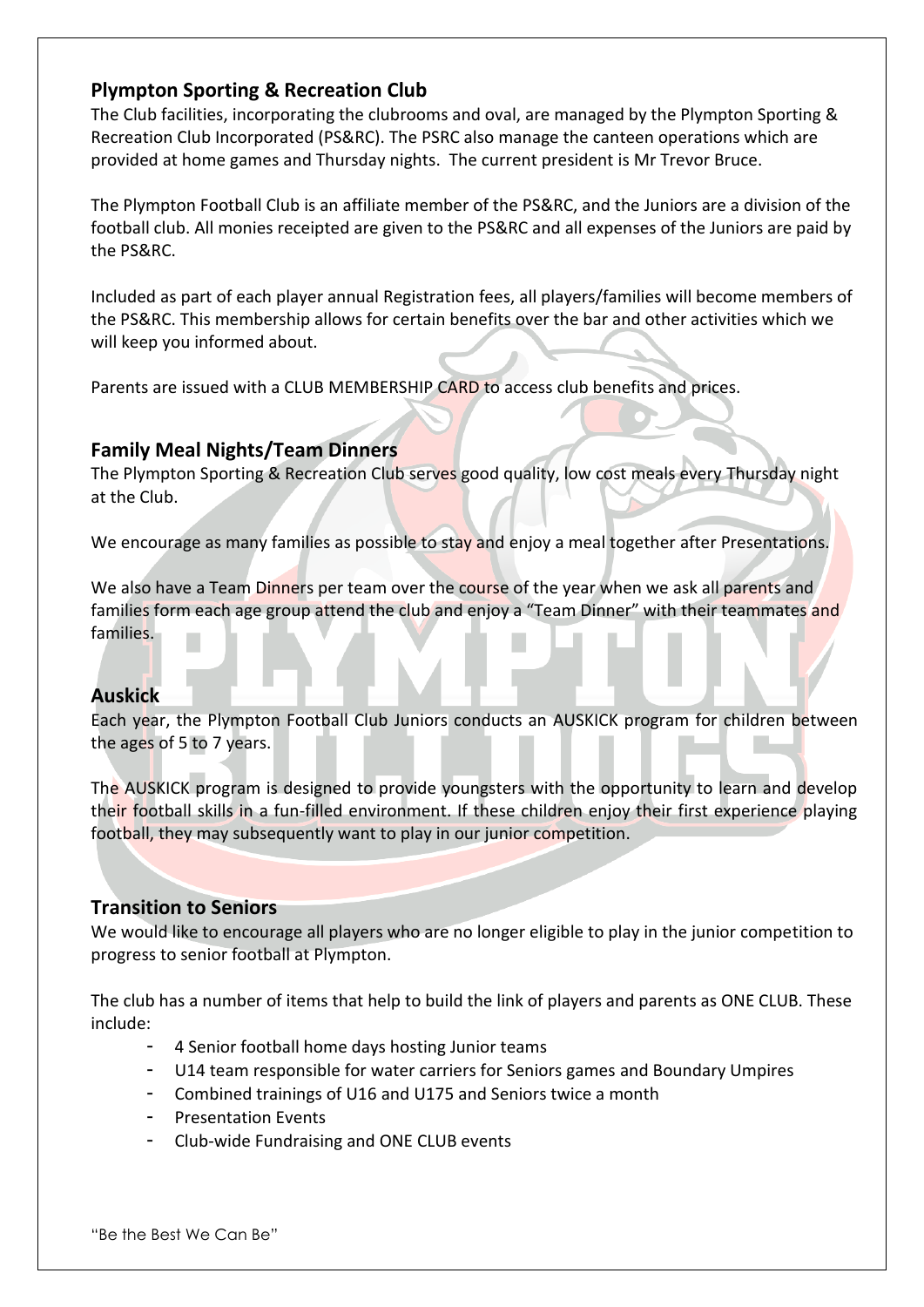## Plympton Sporting & Recreation Club

The Club facilities, incorporating the clubrooms and oval, are managed by the Plympton Sporting & Recreation Club Incorporated (PS&RC). The PSRC also manage the canteen operations which are provided at home games and Thursday nights. The current president is Mr Trevor Bruce.

The Plympton Football Club is an affiliate member of the PS&RC, and the Juniors are a division of the football club. All monies receipted are given to the PS&RC and all expenses of the Juniors are paid by the PS&RC.

Included as part of each player annual Registration fees, all players/families will become members of the PS&RC. This membership allows for certain benefits over the bar and other activities which we will keep you informed about.

Parents are issued with a CLUB MEMBERSHIP CARD to access club benefits and prices.

## Family Meal Nights/Team Dinners

The Plympton Sporting & Recreation Club serves good quality, low cost meals every Thursday night at the Club.

We encourage as many families as possible to stay and enjoy a meal together after Presentations.

We also have a Team Dinners per team over the course of the year when we ask all parents and families form each age group attend the club and enjoy a "Team Dinner" with their teammates and families.

## Auskick

Each year, the Plympton Football Club Juniors conducts an AUSKICK program for children between the ages of 5 to 7 years.

The AUSKICK program is designed to provide youngsters with the opportunity to learn and develop their football skills in a fun-filled environment. If these children enjoy their first experience playing football, they may subsequently want to play in our junior competition.

## Transition to Seniors

We would like to encourage all players who are no longer eligible to play in the junior competition to progress to senior football at Plympton.

The club has a number of items that help to build the link of players and parents as ONE CLUB. These include:

- 4 Senior football home days hosting Junior teams
- U14 team responsible for water carriers for Seniors games and Boundary Umpires
- Combined trainings of U16 and U175 and Seniors twice a month
- Presentation Events
- Club-wide Fundraising and ONE CLUB events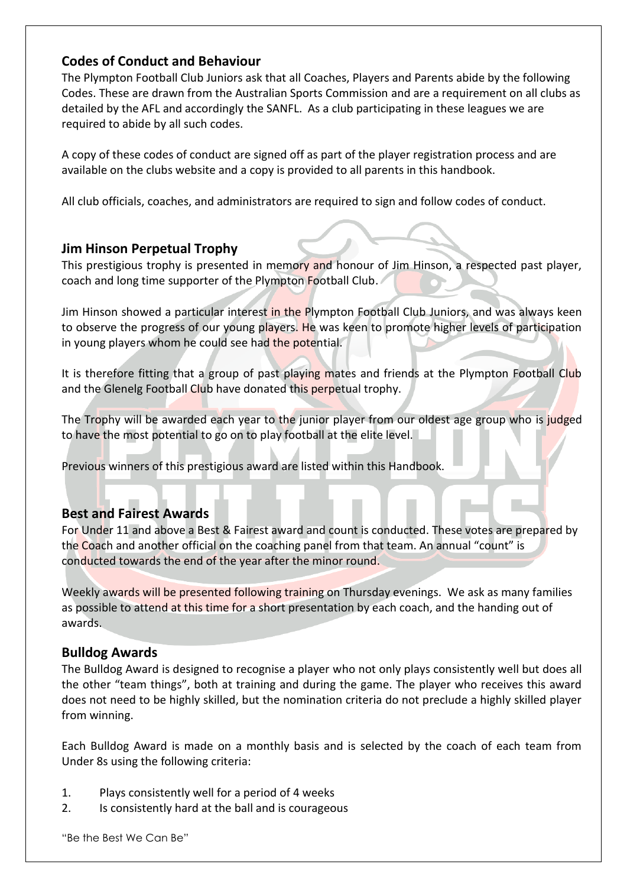## Codes of Conduct and Behaviour

The Plympton Football Club Juniors ask that all Coaches, Players and Parents abide by the following Codes. These are drawn from the Australian Sports Commission and are a requirement on all clubs as detailed by the AFL and accordingly the SANFL. As a club participating in these leagues we are required to abide by all such codes.

A copy of these codes of conduct are signed off as part of the player registration process and are available on the clubs website and a copy is provided to all parents in this handbook.

All club officials, coaches, and administrators are required to sign and follow codes of conduct.

## Jim Hinson Perpetual Trophy

This prestigious trophy is presented in memory and honour of Jim Hinson, a respected past player, coach and long time supporter of the Plympton Football Club.

Jim Hinson showed a particular interest in the Plympton Football Club Juniors, and was always keen to observe the progress of our young players. He was keen to promote higher levels of participation in young players whom he could see had the potential.

It is therefore fitting that a group of past playing mates and friends at the Plympton Football Club and the Glenelg Football Club have donated this perpetual trophy.

The Trophy will be awarded each year to the junior player from our oldest age group who is judged to have the most potential to go on to play football at the elite level.

Previous winners of this prestigious award are listed within this Handbook.

## Best and Fairest Awards

For Under 11 and above a Best & Fairest award and count is conducted. These votes are prepared by the Coach and another official on the coaching panel from that team. An annual "count" is conducted towards the end of the year after the minor round.

Weekly awards will be presented following training on Thursday evenings. We ask as many families as possible to attend at this time for a short presentation by each coach, and the handing out of awards.

## Bulldog Awards

The Bulldog Award is designed to recognise a player who not only plays consistently well but does all the other "team things", both at training and during the game. The player who receives this award does not need to be highly skilled, but the nomination criteria do not preclude a highly skilled player from winning.

Each Bulldog Award is made on a monthly basis and is selected by the coach of each team from Under 8s using the following criteria:

1. Plays consistently well for a period of 4 weeks
2. Is consistently hard at the ball and is courageous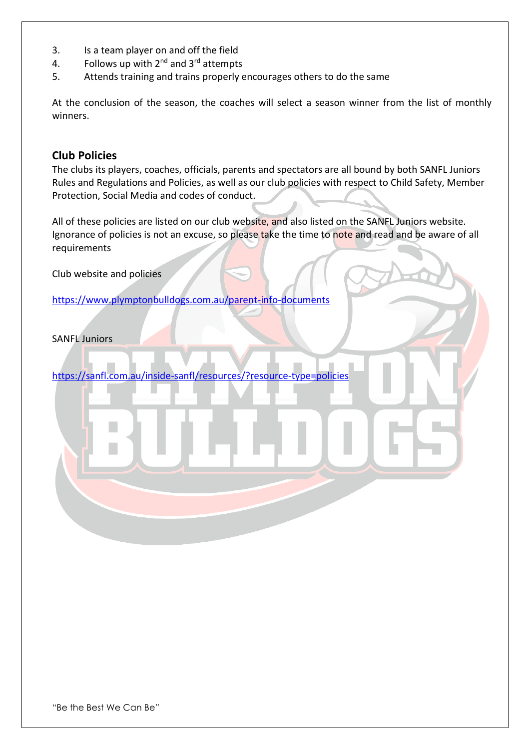3. Is a team player on and off the field
4. Follows up with 2nd and 3rd attempts
5. Attends training and trains properly encourages others to do the same

At the conclusion of the season, the coaches will select a season winner from the list of monthly winners.

## Club Policies

The clubs its players, coaches, officials, parents and spectators are all bound by both SANFL Juniors Rules and Regulations and Policies, as well as our club policies with respect to Child Safety, Member Protection, Social Media and codes of conduct.

All of these policies are listed on our club website, and also listed on the SANFL Juniors website. Ignorance of policies is not an excuse, so please take the time to note and read and be aware of all requirements

Club website and policies

https://www.plymptonbulldogs.com.au/parent-info-documents

SANFL Juniors

https://sanfl.com.au/inside-sanfl/resources/?resource-type=policies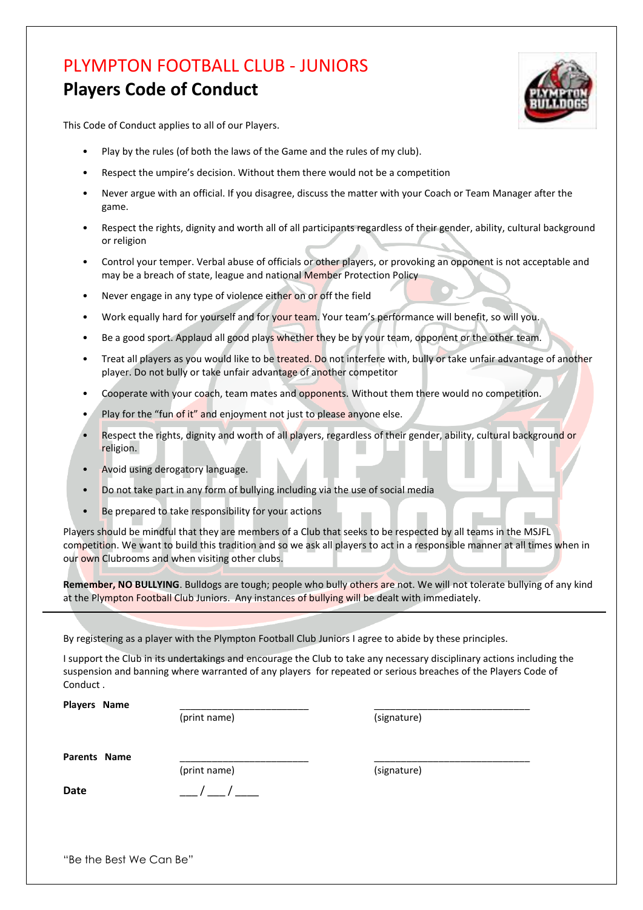# PLYMPTON FOOTBALL CLUB - JUNIORS

## Players Code of Conduct

This Code of Conduct applies to all of our Players.

- Play by the rules (of both the laws of the Game and the rules of my club).
- Respect the umpire's decision. Without them there would not be a competition
- Never argue with an official. If you disagree, discuss the matter with your Coach or Team Manager after the game.
- Respect the rights, dignity and worth all of all participants regardless of their gender, ability, cultural background or religion
- Control your temper. Verbal abuse of officials or other players, or provoking an opponent is not acceptable and may be a breach of state, league and national Member Protection Policy
- Never engage in any type of violence either on or off the field
- Work equally hard for yourself and for your team. Your team's performance will benefit, so will you.
- Be a good sport. Applaud all good plays whether they be by your team, opponent or the other team.
- Treat all players as you would like to be treated. Do not interfere with, bully or take unfair advantage of another player. Do not bully or take unfair advantage of another competitor
- Cooperate with your coach, team mates and opponents. Without them there would no competition.
- Play for the "fun of it" and enjoyment not just to please anyone else.
- Respect the rights, dignity and worth of all players, regardless of their gender, ability, cultural background or religion.
- Avoid using derogatory language.
- Do not take part in any form of bullying including via the use of social media
- Be prepared to take responsibility for your actions

Players should be mindful that they are members of a Club that seeks to be respected by all teams in the MSJFL competition. We want to build this tradition and so we ask all players to act in a responsible manner at all times when in our own Clubrooms and when visiting other clubs.

**Remember, NO BULLYING**. Bulldogs are tough; people who bully others are not. We will not tolerate bullying of any kind at the Plympton Football Club Juniors. Any instances of bullying will be dealt with immediately.

---

By registering as a player with the Plympton Football Club Juniors I agree to abide by these principles.

I support the Club in its undertakings and encourage the Club to take any necessary disciplinary actions including the suspension and banning where warranted of any players for repeated or serious breaches of the Players Code of Conduct .

**Players Name** ________________________ (print name) _____________________________ (signature)

**Parents Name** ________________________ (print name) _____________________________ (signature)

**Date** ___ / ___ / ____

"Be the Best We Can Be"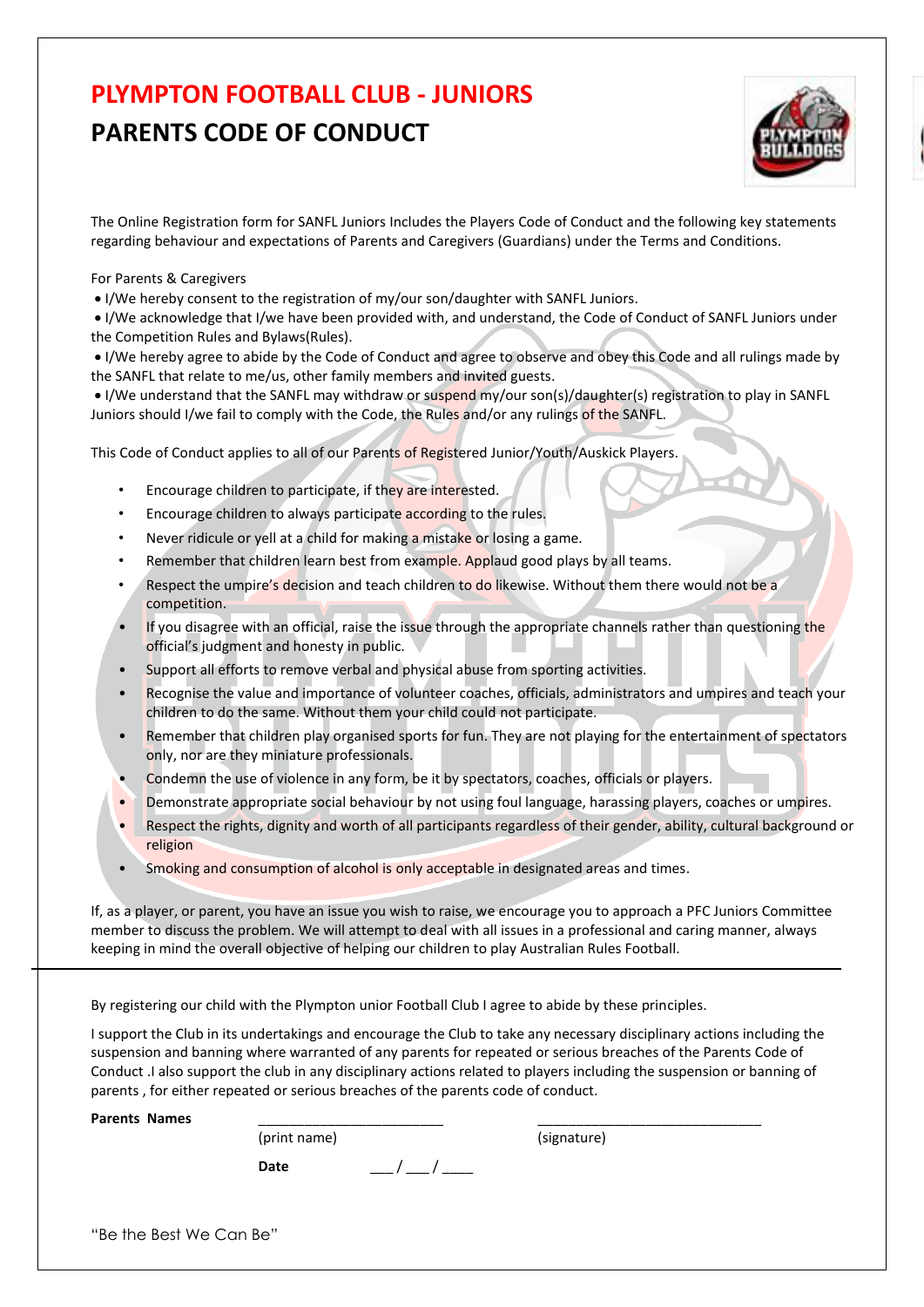# PLYMPTON FOOTBALL CLUB - JUNIORS

## PARENTS CODE OF CONDUCT

The Online Registration form for SANFL Juniors Includes the Players Code of Conduct and the following key statements regarding behaviour and expectations of Parents and Caregivers (Guardians) under the Terms and Conditions.

For Parents & Caregivers

- I/We hereby consent to the registration of my/our son/daughter with SANFL Juniors.
- I/We acknowledge that I/we have been provided with, and understand, the Code of Conduct of SANFL Juniors under the Competition Rules and Bylaws(Rules).
- I/We hereby agree to abide by the Code of Conduct and agree to observe and obey this Code and all rulings made by the SANFL that relate to me/us, other family members and invited guests.
- I/We understand that the SANFL may withdraw or suspend my/our son(s)/daughter(s) registration to play in SANFL Juniors should I/we fail to comply with the Code, the Rules and/or any rulings of the SANFL.

This Code of Conduct applies to all of our Parents of Registered Junior/Youth/Auskick Players.

- Encourage children to participate, if they are interested.
- Encourage children to always participate according to the rules.
- Never ridicule or yell at a child for making a mistake or losing a game.
- Remember that children learn best from example. Applaud good plays by all teams.
- Respect the umpire's decision and teach children to do likewise. Without them there would not be a competition.
- If you disagree with an official, raise the issue through the appropriate channels rather than questioning the official's judgment and honesty in public.
- Support all efforts to remove verbal and physical abuse from sporting activities.
- Recognise the value and importance of volunteer coaches, officials, administrators and umpires and teach your children to do the same. Without them your child could not participate.
- Remember that children play organised sports for fun. They are not playing for the entertainment of spectators only, nor are they miniature professionals.
- Condemn the use of violence in any form, be it by spectators, coaches, officials or players.
- Demonstrate appropriate social behaviour by not using foul language, harassing players, coaches or umpires.
- Respect the rights, dignity and worth of all participants regardless of their gender, ability, cultural background or religion
- Smoking and consumption of alcohol is only acceptable in designated areas and times.

If, as a player, or parent, you have an issue you wish to raise, we encourage you to approach a PFC Juniors Committee member to discuss the problem. We will attempt to deal with all issues in a professional and caring manner, always keeping in mind the overall objective of helping our children to play Australian Rules Football.

---

By registering our child with the Plympton unior Football Club I agree to abide by these principles.

I support the Club in its undertakings and encourage the Club to take any necessary disciplinary actions including the suspension and banning where warranted of any parents for repeated or serious breaches of the Parents Code of Conduct .I also support the club in any disciplinary actions related to players including the suspension or banning of parents , for either repeated or serious breaches of the parents code of conduct.

**Parents Names** \_\_\_\_\_\_\_\_\_\_\_\_\_\_\_\_\_\_\_\_\_\_\_\_ (print name) \_\_\_\_\_\_\_\_\_\_\_\_\_\_\_\_\_\_\_\_\_\_\_\_\_\_\_\_\_\_ (signature)

**Date** \_\_\_ / \_\_\_ / \_\_\_\_

"Be the Best We Can Be"